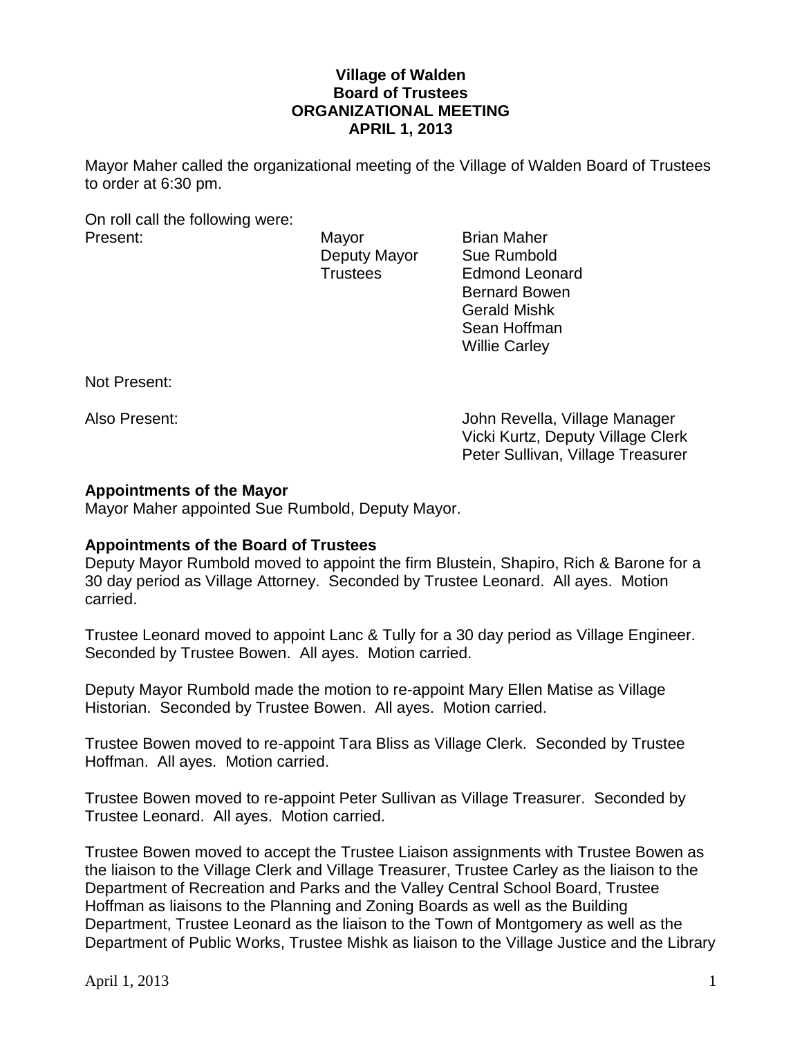**Village of Walden**
**Board of Trustees**
**ORGANIZATIONAL MEETING**
**APRIL 1, 2013**

Mayor Maher called the organizational meeting of the Village of Walden Board of Trustees to order at 6:30 pm.

On roll call the following were:

| Present: | Mayor | Brian Maher |
|---|---|---|
| | Deputy Mayor | Sue Rumbold |
| | Trustees | Edmond Leonard |
| | | Bernard Bowen |
| | | Gerald Mishk |
| | | Sean Hoffman |
| | | Willie Carley |

Not Present:

Also Present:
John Revella, Village Manager
Vicki Kurtz, Deputy Village Clerk
Peter Sullivan, Village Treasurer

**Appointments of the Mayor**

Mayor Maher appointed Sue Rumbold, Deputy Mayor.

**Appointments of the Board of Trustees**

Deputy Mayor Rumbold moved to appoint the firm Blustein, Shapiro, Rich & Barone for a 30 day period as Village Attorney. Seconded by Trustee Leonard. All ayes. Motion carried.

Trustee Leonard moved to appoint Lanc & Tully for a 30 day period as Village Engineer. Seconded by Trustee Bowen. All ayes. Motion carried.

Deputy Mayor Rumbold made the motion to re-appoint Mary Ellen Matise as Village Historian. Seconded by Trustee Bowen. All ayes. Motion carried.

Trustee Bowen moved to re-appoint Tara Bliss as Village Clerk. Seconded by Trustee Hoffman. All ayes. Motion carried.

Trustee Bowen moved to re-appoint Peter Sullivan as Village Treasurer. Seconded by Trustee Leonard. All ayes. Motion carried.

Trustee Bowen moved to accept the Trustee Liaison assignments with Trustee Bowen as the liaison to the Village Clerk and Village Treasurer, Trustee Carley as the liaison to the Department of Recreation and Parks and the Valley Central School Board, Trustee Hoffman as liaisons to the Planning and Zoning Boards as well as the Building Department, Trustee Leonard as the liaison to the Town of Montgomery as well as the Department of Public Works, Trustee Mishk as liaison to the Village Justice and the Library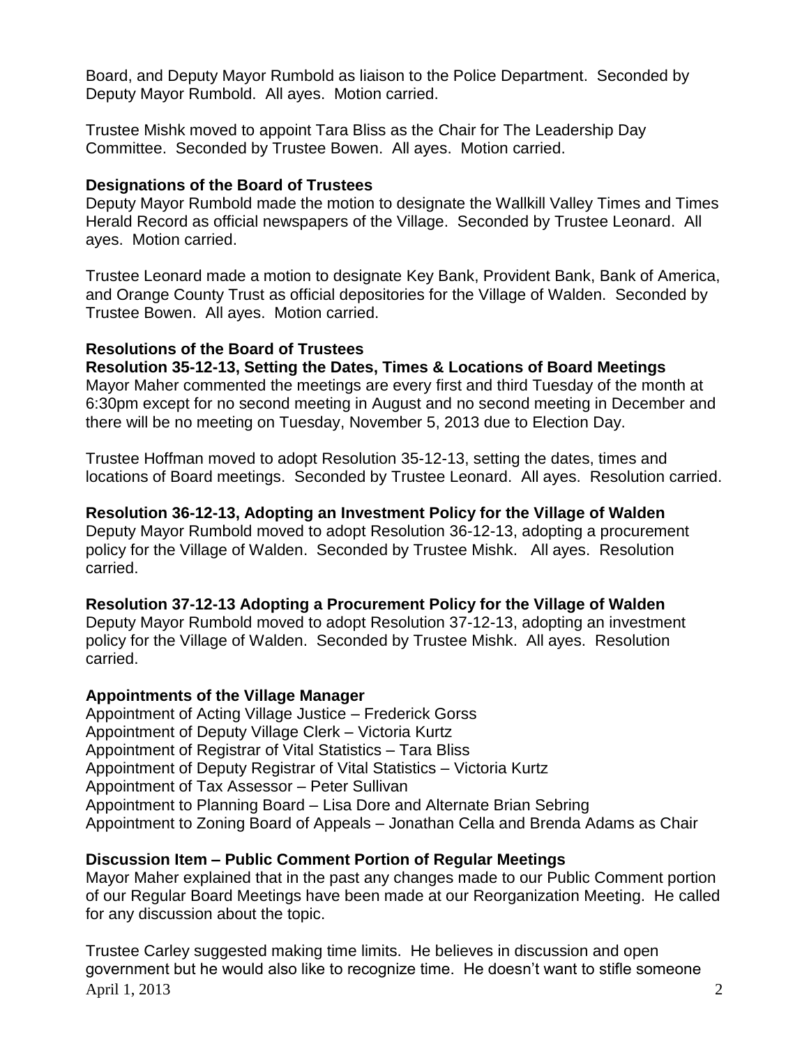Board, and Deputy Mayor Rumbold as liaison to the Police Department. Seconded by Deputy Mayor Rumbold. All ayes. Motion carried.

Trustee Mishk moved to appoint Tara Bliss as the Chair for The Leadership Day Committee. Seconded by Trustee Bowen. All ayes. Motion carried.

**Designations of the Board of Trustees**

Deputy Mayor Rumbold made the motion to designate the Wallkill Valley Times and Times Herald Record as official newspapers of the Village. Seconded by Trustee Leonard. All ayes. Motion carried.

Trustee Leonard made a motion to designate Key Bank, Provident Bank, Bank of America, and Orange County Trust as official depositories for the Village of Walden. Seconded by Trustee Bowen. All ayes. Motion carried.

**Resolutions of the Board of Trustees**

**Resolution 35-12-13, Setting the Dates, Times & Locations of Board Meetings**

Mayor Maher commented the meetings are every first and third Tuesday of the month at 6:30pm except for no second meeting in August and no second meeting in December and there will be no meeting on Tuesday, November 5, 2013 due to Election Day.

Trustee Hoffman moved to adopt Resolution 35-12-13, setting the dates, times and locations of Board meetings. Seconded by Trustee Leonard. All ayes. Resolution carried.

**Resolution 36-12-13, Adopting an Investment Policy for the Village of Walden**

Deputy Mayor Rumbold moved to adopt Resolution 36-12-13, adopting a procurement policy for the Village of Walden. Seconded by Trustee Mishk. All ayes. Resolution carried.

**Resolution 37-12-13 Adopting a Procurement Policy for the Village of Walden**

Deputy Mayor Rumbold moved to adopt Resolution 37-12-13, adopting an investment policy for the Village of Walden. Seconded by Trustee Mishk. All ayes. Resolution carried.

**Appointments of the Village Manager**

Appointment of Acting Village Justice – Frederick Gorss
Appointment of Deputy Village Clerk – Victoria Kurtz
Appointment of Registrar of Vital Statistics – Tara Bliss
Appointment of Deputy Registrar of Vital Statistics – Victoria Kurtz
Appointment of Tax Assessor – Peter Sullivan
Appointment to Planning Board – Lisa Dore and Alternate Brian Sebring
Appointment to Zoning Board of Appeals – Jonathan Cella and Brenda Adams as Chair

**Discussion Item – Public Comment Portion of Regular Meetings**

Mayor Maher explained that in the past any changes made to our Public Comment portion of our Regular Board Meetings have been made at our Reorganization Meeting. He called for any discussion about the topic.

Trustee Carley suggested making time limits. He believes in discussion and open government but he would also like to recognize time. He doesn't want to stifle someone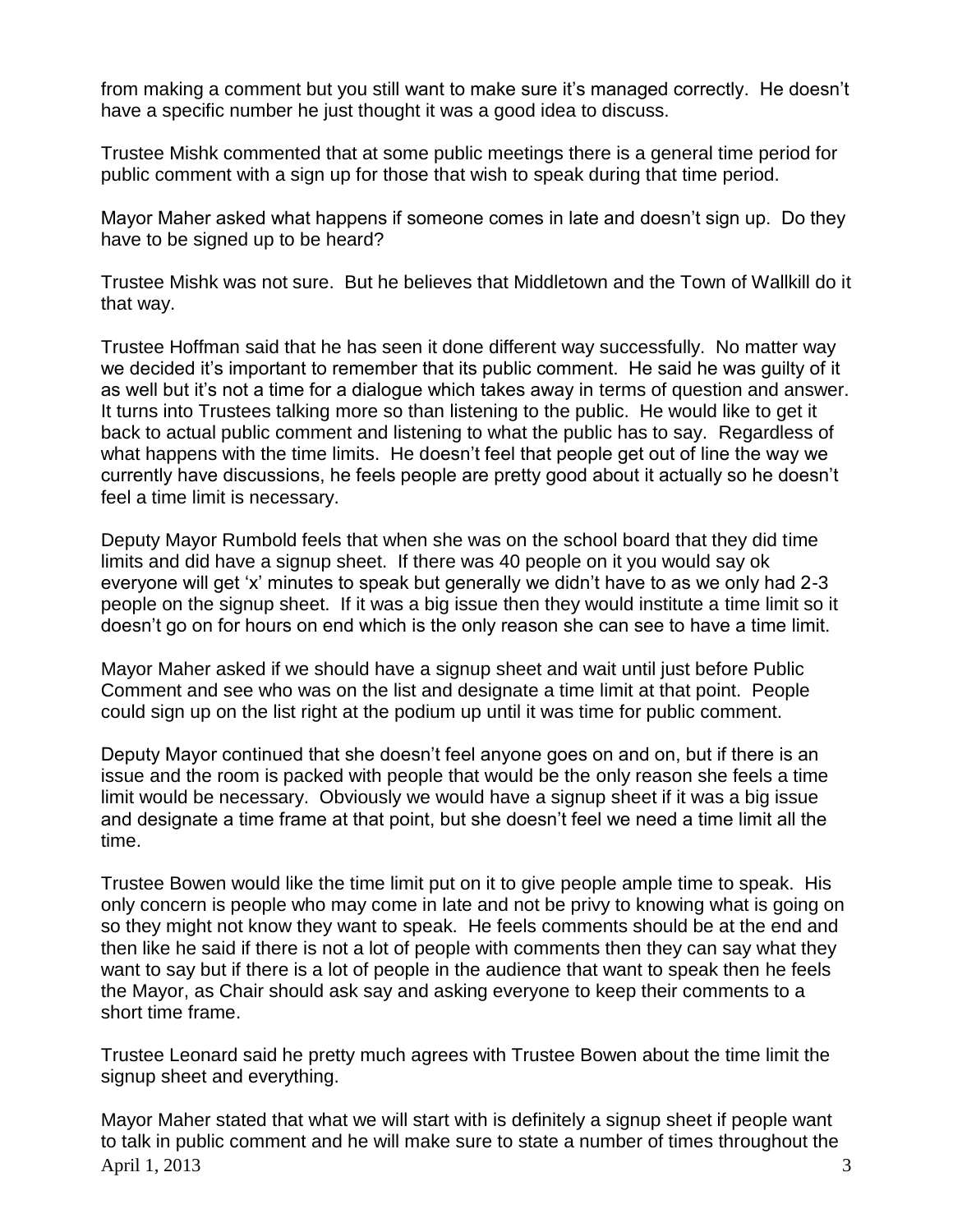from making a comment but you still want to make sure it's managed correctly. He doesn't have a specific number he just thought it was a good idea to discuss.

Trustee Mishk commented that at some public meetings there is a general time period for public comment with a sign up for those that wish to speak during that time period.

Mayor Maher asked what happens if someone comes in late and doesn't sign up. Do they have to be signed up to be heard?

Trustee Mishk was not sure. But he believes that Middletown and the Town of Wallkill do it that way.

Trustee Hoffman said that he has seen it done different way successfully. No matter way we decided it's important to remember that its public comment. He said he was guilty of it as well but it's not a time for a dialogue which takes away in terms of question and answer. It turns into Trustees talking more so than listening to the public. He would like to get it back to actual public comment and listening to what the public has to say. Regardless of what happens with the time limits. He doesn't feel that people get out of line the way we currently have discussions, he feels people are pretty good about it actually so he doesn't feel a time limit is necessary.

Deputy Mayor Rumbold feels that when she was on the school board that they did time limits and did have a signup sheet. If there was 40 people on it you would say ok everyone will get 'x' minutes to speak but generally we didn't have to as we only had 2-3 people on the signup sheet. If it was a big issue then they would institute a time limit so it doesn't go on for hours on end which is the only reason she can see to have a time limit.

Mayor Maher asked if we should have a signup sheet and wait until just before Public Comment and see who was on the list and designate a time limit at that point. People could sign up on the list right at the podium up until it was time for public comment.

Deputy Mayor continued that she doesn't feel anyone goes on and on, but if there is an issue and the room is packed with people that would be the only reason she feels a time limit would be necessary. Obviously we would have a signup sheet if it was a big issue and designate a time frame at that point, but she doesn't feel we need a time limit all the time.

Trustee Bowen would like the time limit put on it to give people ample time to speak. His only concern is people who may come in late and not be privy to knowing what is going on so they might not know they want to speak. He feels comments should be at the end and then like he said if there is not a lot of people with comments then they can say what they want to say but if there is a lot of people in the audience that want to speak then he feels the Mayor, as Chair should ask say and asking everyone to keep their comments to a short time frame.

Trustee Leonard said he pretty much agrees with Trustee Bowen about the time limit the signup sheet and everything.

Mayor Maher stated that what we will start with is definitely a signup sheet if people want to talk in public comment and he will make sure to state a number of times throughout the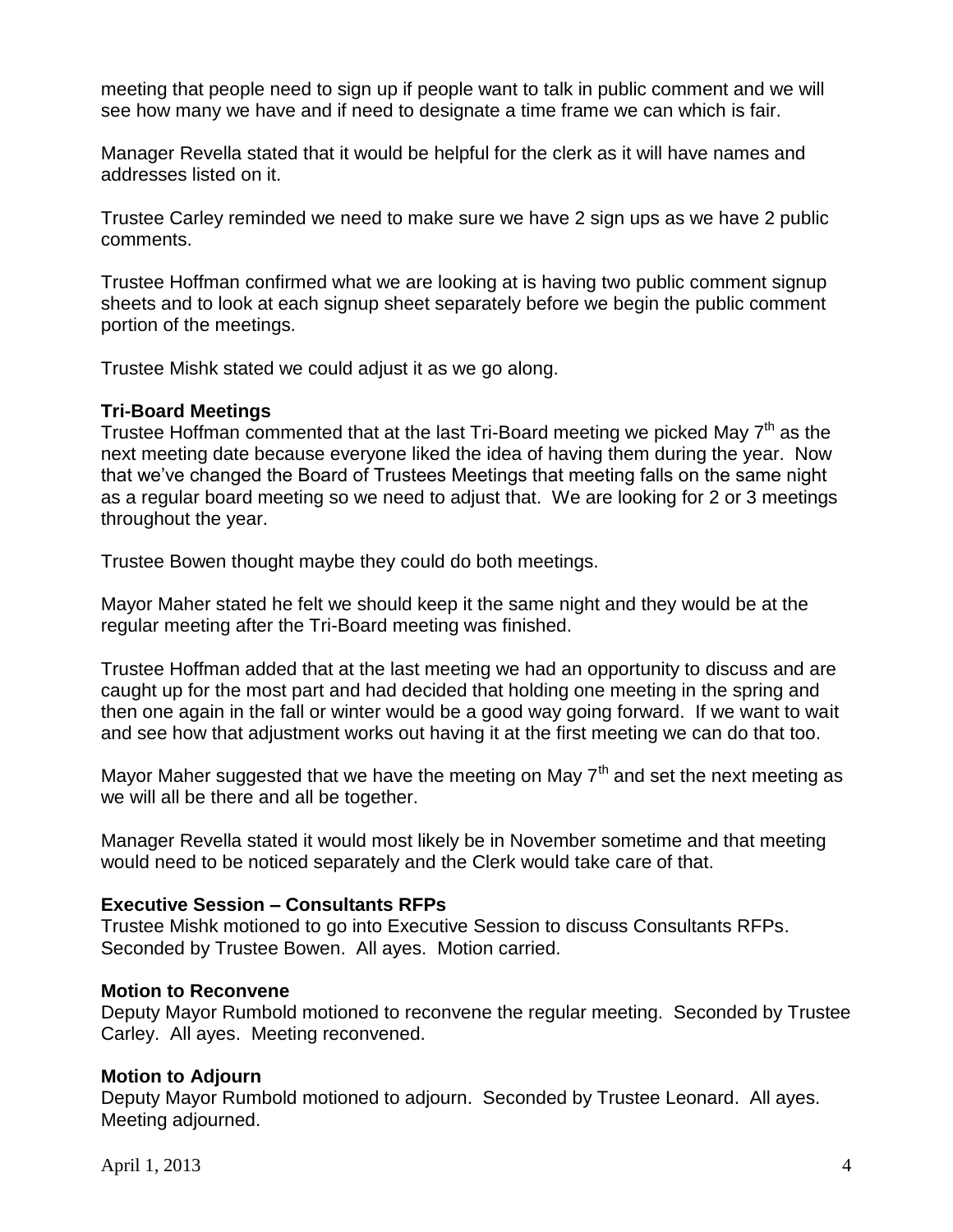meeting that people need to sign up if people want to talk in public comment and we will see how many we have and if need to designate a time frame we can which is fair.

Manager Revella stated that it would be helpful for the clerk as it will have names and addresses listed on it.

Trustee Carley reminded we need to make sure we have 2 sign ups as we have 2 public comments.

Trustee Hoffman confirmed what we are looking at is having two public comment signup sheets and to look at each signup sheet separately before we begin the public comment portion of the meetings.

Trustee Mishk stated we could adjust it as we go along.

**Tri-Board Meetings**

Trustee Hoffman commented that at the last Tri-Board meeting we picked May 7th as the next meeting date because everyone liked the idea of having them during the year. Now that we've changed the Board of Trustees Meetings that meeting falls on the same night as a regular board meeting so we need to adjust that. We are looking for 2 or 3 meetings throughout the year.

Trustee Bowen thought maybe they could do both meetings.

Mayor Maher stated he felt we should keep it the same night and they would be at the regular meeting after the Tri-Board meeting was finished.

Trustee Hoffman added that at the last meeting we had an opportunity to discuss and are caught up for the most part and had decided that holding one meeting in the spring and then one again in the fall or winter would be a good way going forward. If we want to wait and see how that adjustment works out having it at the first meeting we can do that too.

Mayor Maher suggested that we have the meeting on May 7th and set the next meeting as we will all be there and all be together.

Manager Revella stated it would most likely be in November sometime and that meeting would need to be noticed separately and the Clerk would take care of that.

**Executive Session – Consultants RFPs**

Trustee Mishk motioned to go into Executive Session to discuss Consultants RFPs. Seconded by Trustee Bowen. All ayes. Motion carried.

**Motion to Reconvene**

Deputy Mayor Rumbold motioned to reconvene the regular meeting. Seconded by Trustee Carley. All ayes. Meeting reconvened.

**Motion to Adjourn**

Deputy Mayor Rumbold motioned to adjourn. Seconded by Trustee Leonard. All ayes. Meeting adjourned.